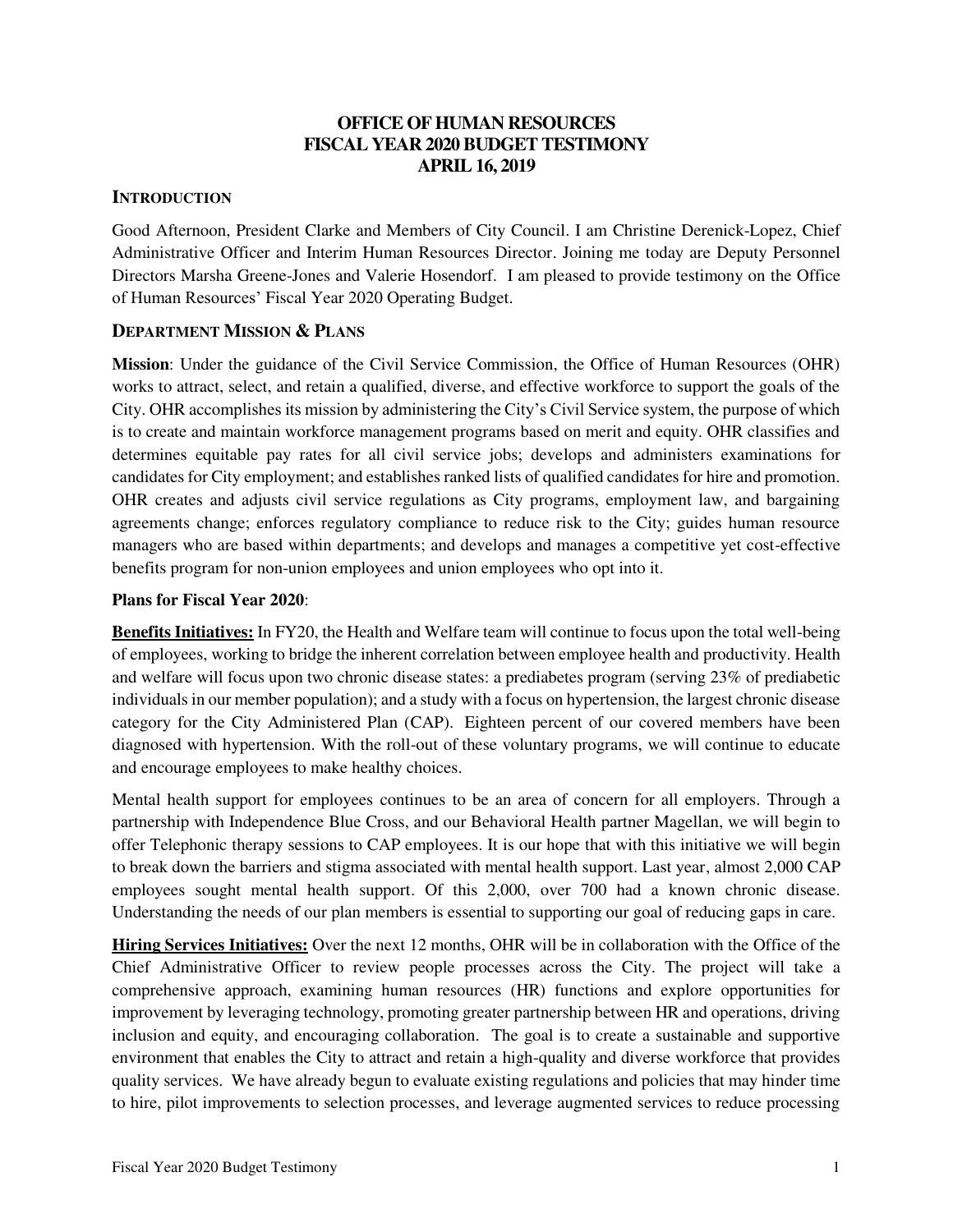# OFFICE OF HUMAN RESOURCES
# FISCAL YEAR 2020 BUDGET TESTIMONY
# APRIL 16, 2019

## INTRODUCTION

Good Afternoon, President Clarke and Members of City Council. I am Christine Derenick-Lopez, Chief Administrative Officer and Interim Human Resources Director. Joining me today are Deputy Personnel Directors Marsha Greene-Jones and Valerie Hosendorf. I am pleased to provide testimony on the Office of Human Resources' Fiscal Year 2020 Operating Budget.

## DEPARTMENT MISSION & PLANS

**Mission**: Under the guidance of the Civil Service Commission, the Office of Human Resources (OHR) works to attract, select, and retain a qualified, diverse, and effective workforce to support the goals of the City. OHR accomplishes its mission by administering the City's Civil Service system, the purpose of which is to create and maintain workforce management programs based on merit and equity. OHR classifies and determines equitable pay rates for all civil service jobs; develops and administers examinations for candidates for City employment; and establishes ranked lists of qualified candidates for hire and promotion. OHR creates and adjusts civil service regulations as City programs, employment law, and bargaining agreements change; enforces regulatory compliance to reduce risk to the City; guides human resource managers who are based within departments; and develops and manages a competitive yet cost-effective benefits program for non-union employees and union employees who opt into it.

**Plans for Fiscal Year 2020**:

**Benefits Initiatives:** In FY20, the Health and Welfare team will continue to focus upon the total well-being of employees, working to bridge the inherent correlation between employee health and productivity. Health and welfare will focus upon two chronic disease states: a prediabetes program (serving 23% of prediabetic individuals in our member population); and a study with a focus on hypertension, the largest chronic disease category for the City Administered Plan (CAP). Eighteen percent of our covered members have been diagnosed with hypertension. With the roll-out of these voluntary programs, we will continue to educate and encourage employees to make healthy choices.

Mental health support for employees continues to be an area of concern for all employers. Through a partnership with Independence Blue Cross, and our Behavioral Health partner Magellan, we will begin to offer Telephonic therapy sessions to CAP employees. It is our hope that with this initiative we will begin to break down the barriers and stigma associated with mental health support. Last year, almost 2,000 CAP employees sought mental health support. Of this 2,000, over 700 had a known chronic disease. Understanding the needs of our plan members is essential to supporting our goal of reducing gaps in care.

**Hiring Services Initiatives:** Over the next 12 months, OHR will be in collaboration with the Office of the Chief Administrative Officer to review people processes across the City. The project will take a comprehensive approach, examining human resources (HR) functions and explore opportunities for improvement by leveraging technology, promoting greater partnership between HR and operations, driving inclusion and equity, and encouraging collaboration. The goal is to create a sustainable and supportive environment that enables the City to attract and retain a high-quality and diverse workforce that provides quality services. We have already begun to evaluate existing regulations and policies that may hinder time to hire, pilot improvements to selection processes, and leverage augmented services to reduce processing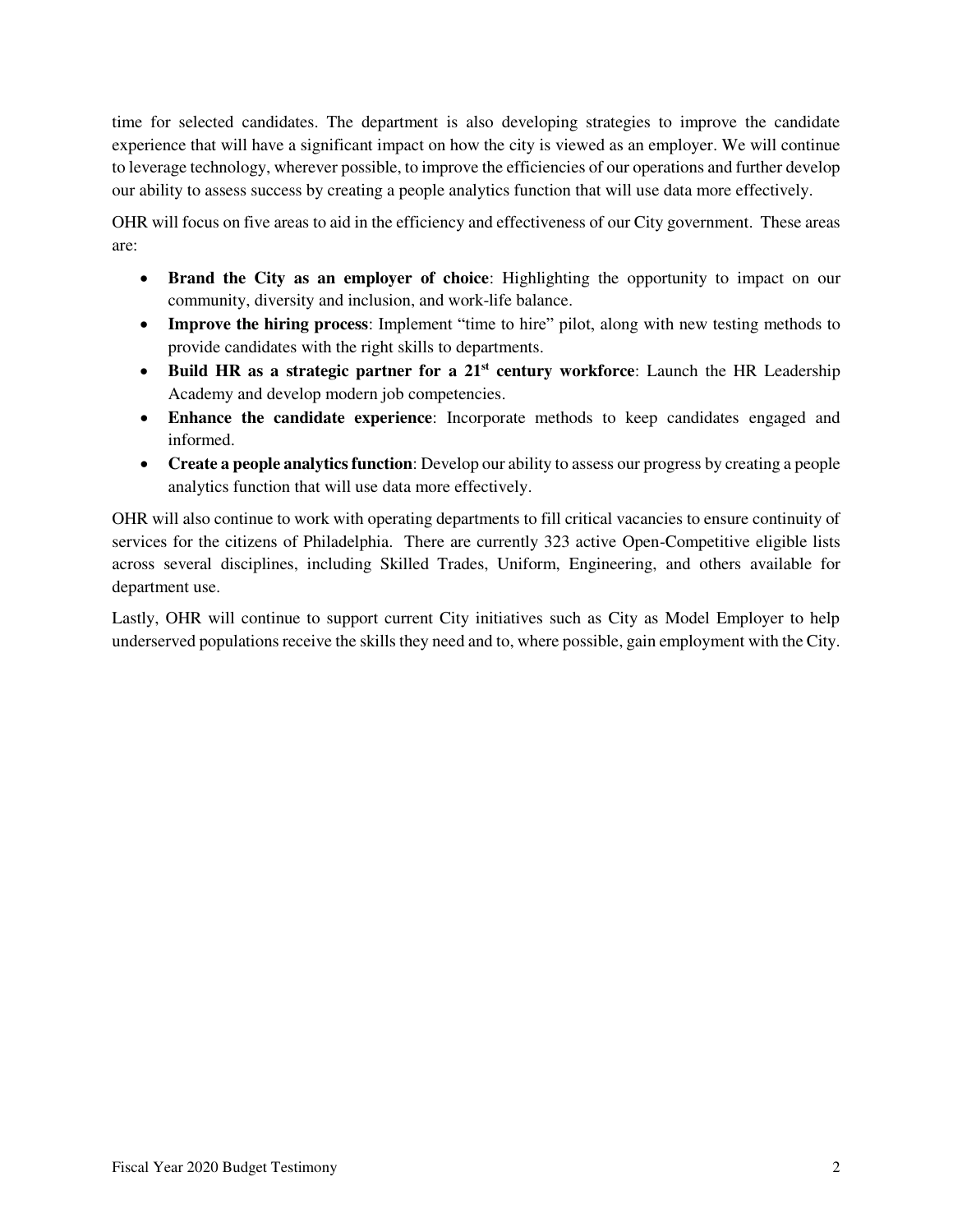time for selected candidates. The department is also developing strategies to improve the candidate experience that will have a significant impact on how the city is viewed as an employer. We will continue to leverage technology, wherever possible, to improve the efficiencies of our operations and further develop our ability to assess success by creating a people analytics function that will use data more effectively.

OHR will focus on five areas to aid in the efficiency and effectiveness of our City government. These areas are:

- **Brand the City as an employer of choice**: Highlighting the opportunity to impact on our community, diversity and inclusion, and work-life balance.
- **Improve the hiring process**: Implement "time to hire" pilot, along with new testing methods to provide candidates with the right skills to departments.
- **Build HR as a strategic partner for a 21st century workforce**: Launch the HR Leadership Academy and develop modern job competencies.
- **Enhance the candidate experience**: Incorporate methods to keep candidates engaged and informed.
- **Create a people analytics function**: Develop our ability to assess our progress by creating a people analytics function that will use data more effectively.

OHR will also continue to work with operating departments to fill critical vacancies to ensure continuity of services for the citizens of Philadelphia. There are currently 323 active Open-Competitive eligible lists across several disciplines, including Skilled Trades, Uniform, Engineering, and others available for department use.

Lastly, OHR will continue to support current City initiatives such as City as Model Employer to help underserved populations receive the skills they need and to, where possible, gain employment with the City.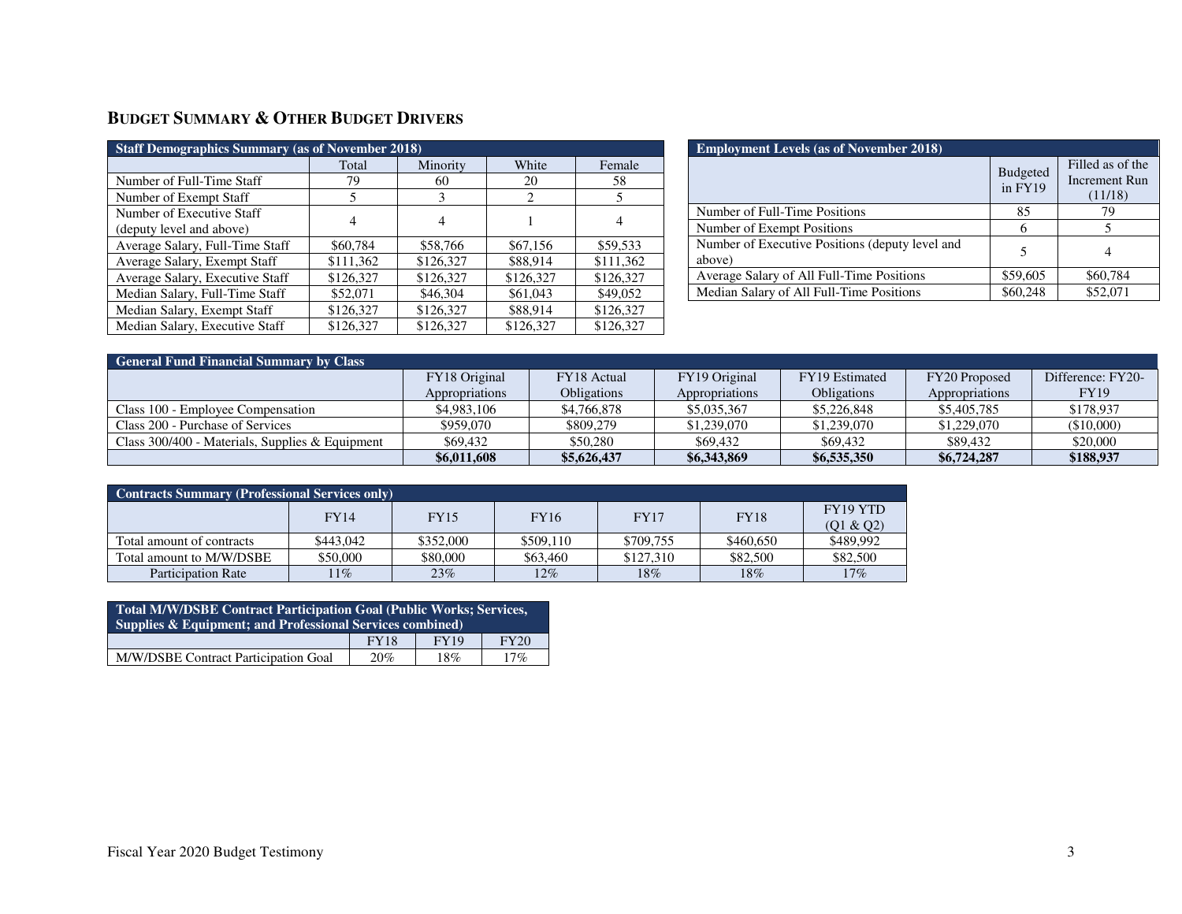## BUDGET SUMMARY & OTHER BUDGET DRIVERS

| Staff Demographics Summary (as of November 2018) | | | | |
|---|---|---|---|---|
| | Total | Minority | White | Female |
| Number of Full-Time Staff | 79 | 60 | 20 | 58 |
| Number of Exempt Staff | 5 | 3 | 2 | 5 |
| Number of Executive Staff (deputy level and above) | 4 | 4 | 1 | 4 |
| Average Salary, Full-Time Staff | $60,784 | $58,766 | $67,156 | $59,533 |
| Average Salary, Exempt Staff | $111,362 | $126,327 | $88,914 | $111,362 |
| Average Salary, Executive Staff | $126,327 | $126,327 | $126,327 | $126,327 |
| Median Salary, Full-Time Staff | $52,071 | $46,304 | $61,043 | $49,052 |
| Median Salary, Exempt Staff | $126,327 | $126,327 | $88,914 | $126,327 |
| Median Salary, Executive Staff | $126,327 | $126,327 | $126,327 | $126,327 |

| Employment Levels (as of November 2018) | | |
|---|---|---|
| | Budgeted in FY19 | Filled as of the Increment Run (11/18) |
| Number of Full-Time Positions | 85 | 79 |
| Number of Exempt Positions | 6 | 5 |
| Number of Executive Positions (deputy level and above) | 5 | 4 |
| Average Salary of All Full-Time Positions | $59,605 | $60,784 |
| Median Salary of All Full-Time Positions | $60,248 | $52,071 |

| General Fund Financial Summary by Class | | | | | | |
|---|---|---|---|---|---|---|
| | FY18 Original Appropriations | FY18 Actual Obligations | FY19 Original Appropriations | FY19 Estimated Obligations | FY20 Proposed Appropriations | Difference: FY20-FY19 |
| Class 100 - Employee Compensation | $4,983,106 | $4,766,878 | $5,035,367 | $5,226,848 | $5,405,785 | $178,937 |
| Class 200 - Purchase of Services | $959,070 | $809,279 | $1,239,070 | $1,239,070 | $1,229,070 | ($10,000) |
| Class 300/400 - Materials, Supplies & Equipment | $69,432 | $50,280 | $69,432 | $69,432 | $89,432 | $20,000 |
| | **$6,011,608** | **$5,626,437** | **$6,343,869** | **$6,535,350** | **$6,724,287** | **$188,937** |

| Contracts Summary (Professional Services only) | | | | | | |
|---|---|---|---|---|---|---|
| | FY14 | FY15 | FY16 | FY17 | FY18 | FY19 YTD (Q1 & Q2) |
| Total amount of contracts | $443,042 | $352,000 | $509,110 | $709,755 | $460,650 | $489,992 |
| Total amount to M/W/DSBE | $50,000 | $80,000 | $63,460 | $127,310 | $82,500 | $82,500 |
| Participation Rate | 11% | 23% | 12% | 18% | 18% | 17% |

| Total M/W/DSBE Contract Participation Goal (Public Works; Services, Supplies & Equipment; and Professional Services combined) | | | |
|---|---|---|---|
| | FY18 | FY19 | FY20 |
| M/W/DSBE Contract Participation Goal | 20% | 18% | 17% |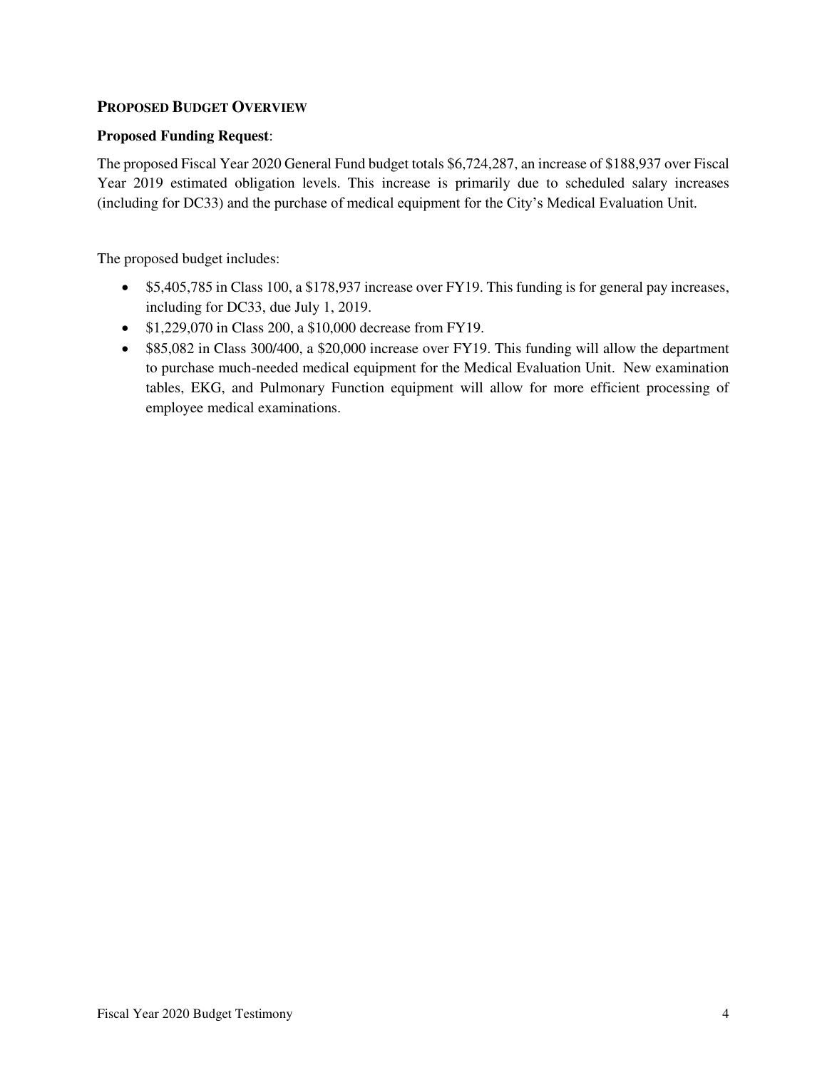## PROPOSED BUDGET OVERVIEW

**Proposed Funding Request**:

The proposed Fiscal Year 2020 General Fund budget totals $6,724,287, an increase of $188,937 over Fiscal Year 2019 estimated obligation levels. This increase is primarily due to scheduled salary increases (including for DC33) and the purchase of medical equipment for the City's Medical Evaluation Unit.

The proposed budget includes:

- $5,405,785 in Class 100, a $178,937 increase over FY19. This funding is for general pay increases, including for DC33, due July 1, 2019.
- $1,229,070 in Class 200, a $10,000 decrease from FY19.
- $85,082 in Class 300/400, a $20,000 increase over FY19. This funding will allow the department to purchase much-needed medical equipment for the Medical Evaluation Unit. New examination tables, EKG, and Pulmonary Function equipment will allow for more efficient processing of employee medical examinations.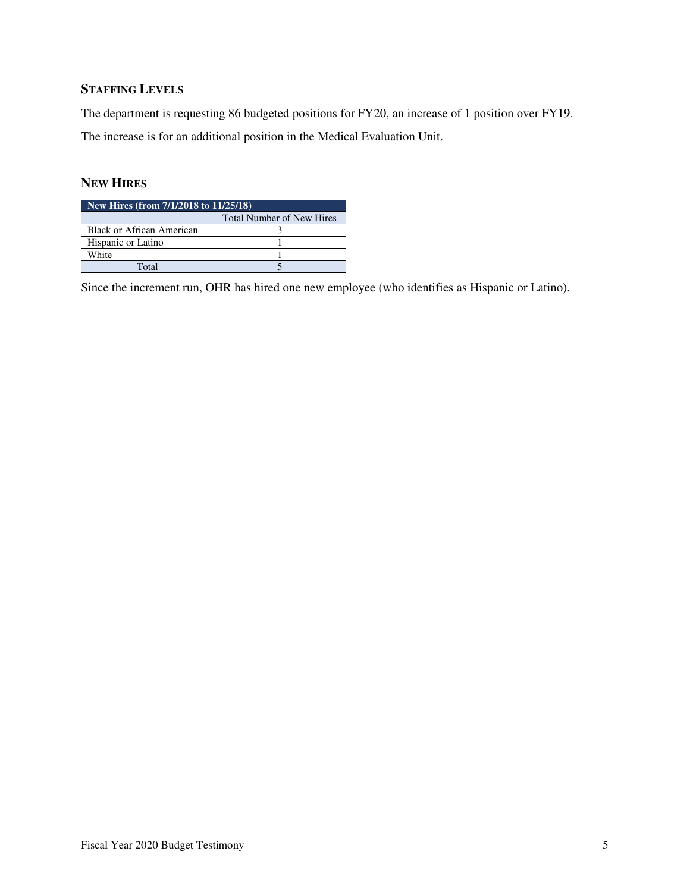## STAFFING LEVELS

The department is requesting 86 budgeted positions for FY20, an increase of 1 position over FY19.

The increase is for an additional position in the Medical Evaluation Unit.

## NEW HIRES

| New Hires (from 7/1/2018 to 11/25/18) | |
|---|---|
| | Total Number of New Hires |
| Black or African American | 3 |
| Hispanic or Latino | 1 |
| White | 1 |
| Total | 5 |

Since the increment run, OHR has hired one new employee (who identifies as Hispanic or Latino).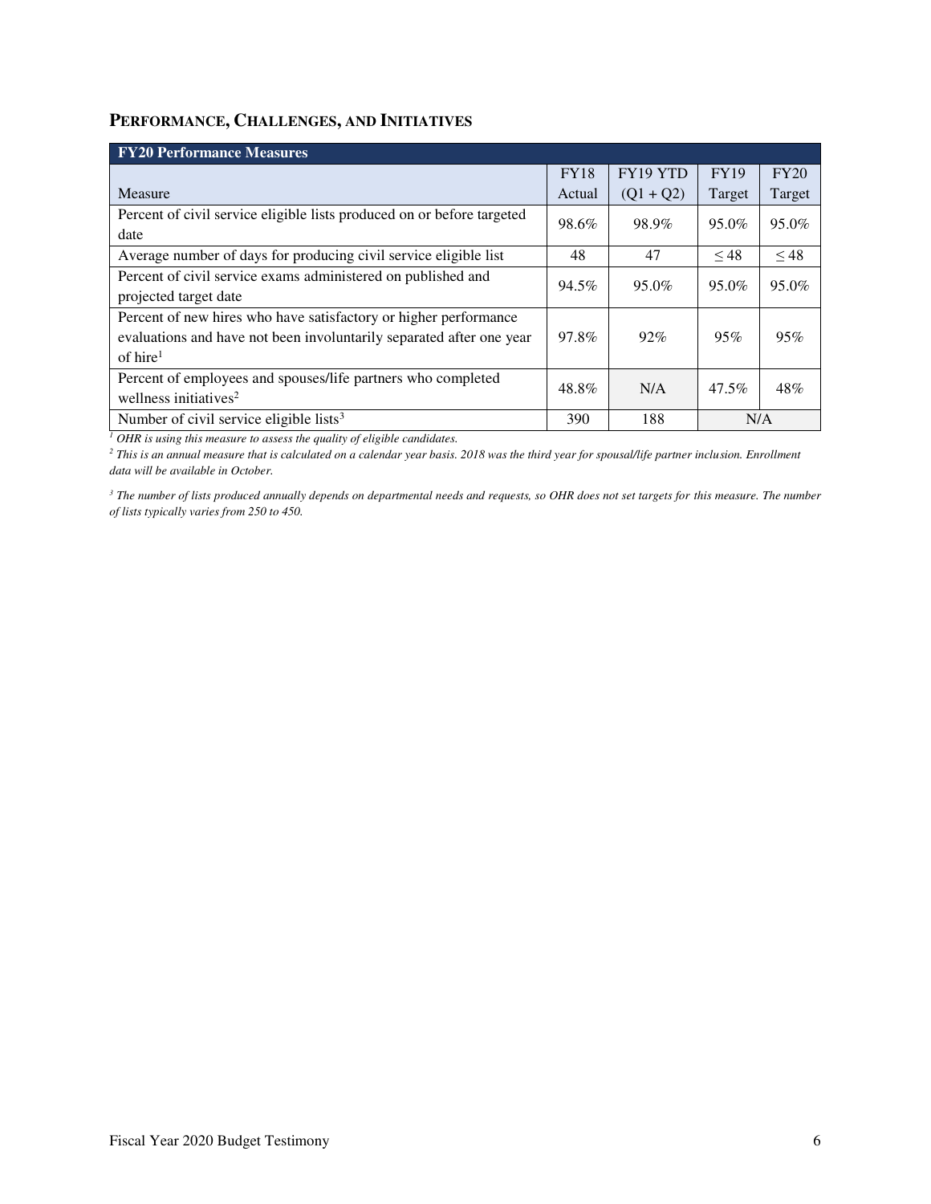## PERFORMANCE, CHALLENGES, AND INITIATIVES

| FY20 Performance Measures | | | | |
|---|---|---|---|---|
| Measure | FY18 Actual | FY19 YTD (Q1 + Q2) | FY19 Target | FY20 Target |
| Percent of civil service eligible lists produced on or before targeted date | 98.6% | 98.9% | 95.0% | 95.0% |
| Average number of days for producing civil service eligible list | 48 | 47 | ≤ 48 | ≤ 48 |
| Percent of civil service exams administered on published and projected target date | 94.5% | 95.0% | 95.0% | 95.0% |
| Percent of new hires who have satisfactory or higher performance evaluations and have not been involuntarily separated after one year of hire[1] | 97.8% | 92% | 95% | 95% |
| Percent of employees and spouses/life partners who completed wellness initiatives[2] | 48.8% | N/A | 47.5% | 48% |
| Number of civil service eligible lists[3] | 390 | 188 | N/A | |

*[1] OHR is using this measure to assess the quality of eligible candidates.*

*[2] This is an annual measure that is calculated on a calendar year basis. 2018 was the third year for spousal/life partner inclusion. Enrollment data will be available in October.*

*[3] The number of lists produced annually depends on departmental needs and requests, so OHR does not set targets for this measure. The number of lists typically varies from 250 to 450.*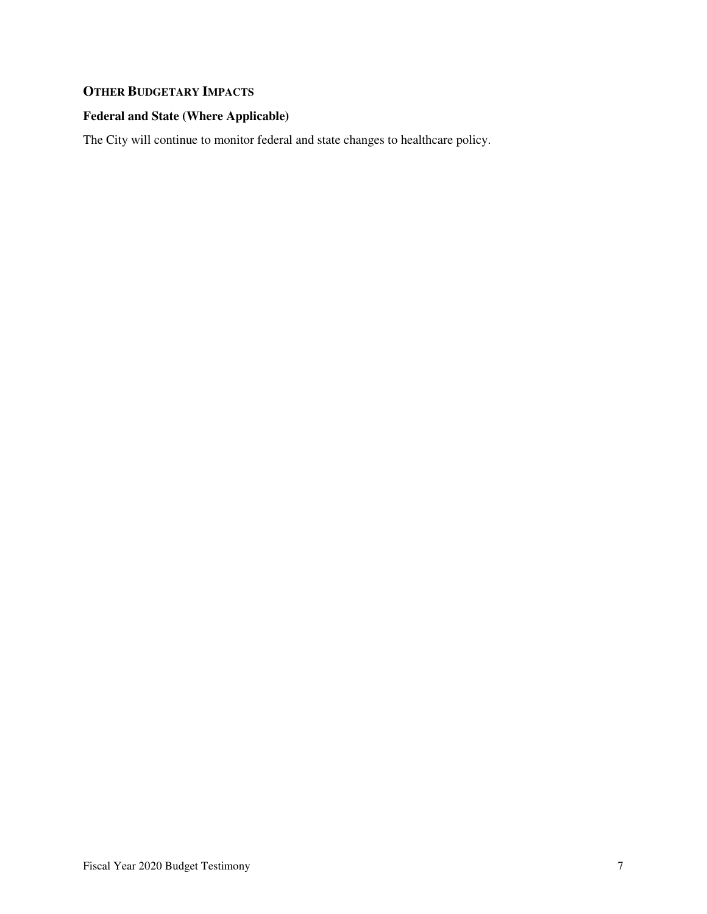## OTHER BUDGETARY IMPACTS

### Federal and State (Where Applicable)

The City will continue to monitor federal and state changes to healthcare policy.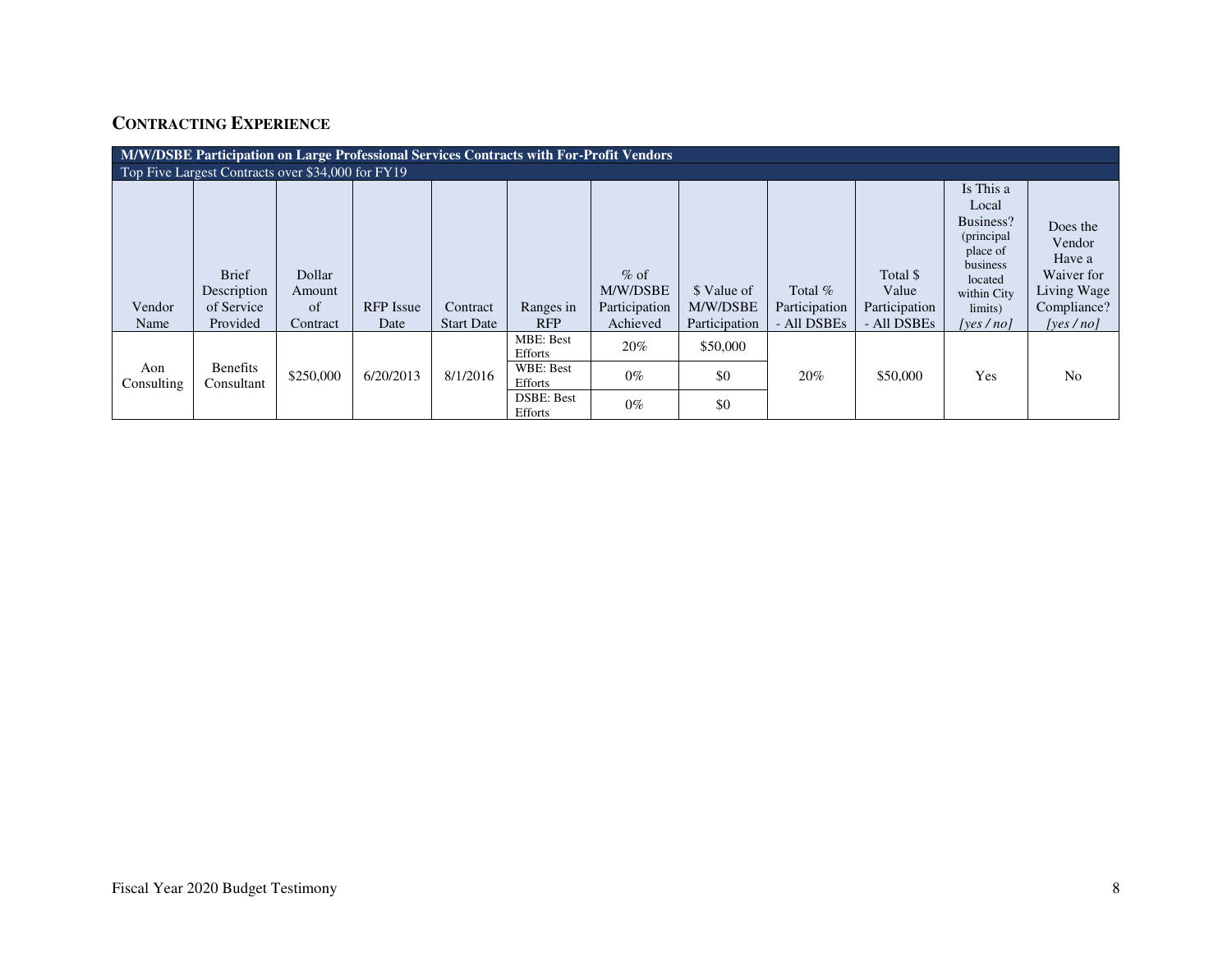## Contracting Experience

| M/W/DSBE Participation on Large Professional Services Contracts with For-Profit Vendors | | | | | | | | | | | |
|---|---|---|---|---|---|---|---|---|---|---|---|
| Top Five Largest Contracts over $34,000 for FY19 | | | | | | | | | | | |
| Vendor Name | Brief Description of Service Provided | Dollar Amount of Contract | RFP Issue Date | Contract Start Date | Ranges in RFP | % of M/W/DSBE Participation Achieved | $ Value of M/W/DSBE Participation | Total % Participation - All DSBEs | Total $ Value Participation - All DSBEs | Is This a Local Business? (principal place of business located within City limits) [yes / no] | Does the Vendor Have a Waiver for Living Wage Compliance? [yes / no] |
| Aon Consulting | Benefits Consultant | $250,000 | 6/20/2013 | 8/1/2016 | MBE: Best Efforts | 20% | $50,000 | 20% | $50,000 | Yes | No |
| | | | | | WBE: Best Efforts | 0% | $0 | | | | |
| | | | | | DSBE: Best Efforts | 0% | $0 | | | | |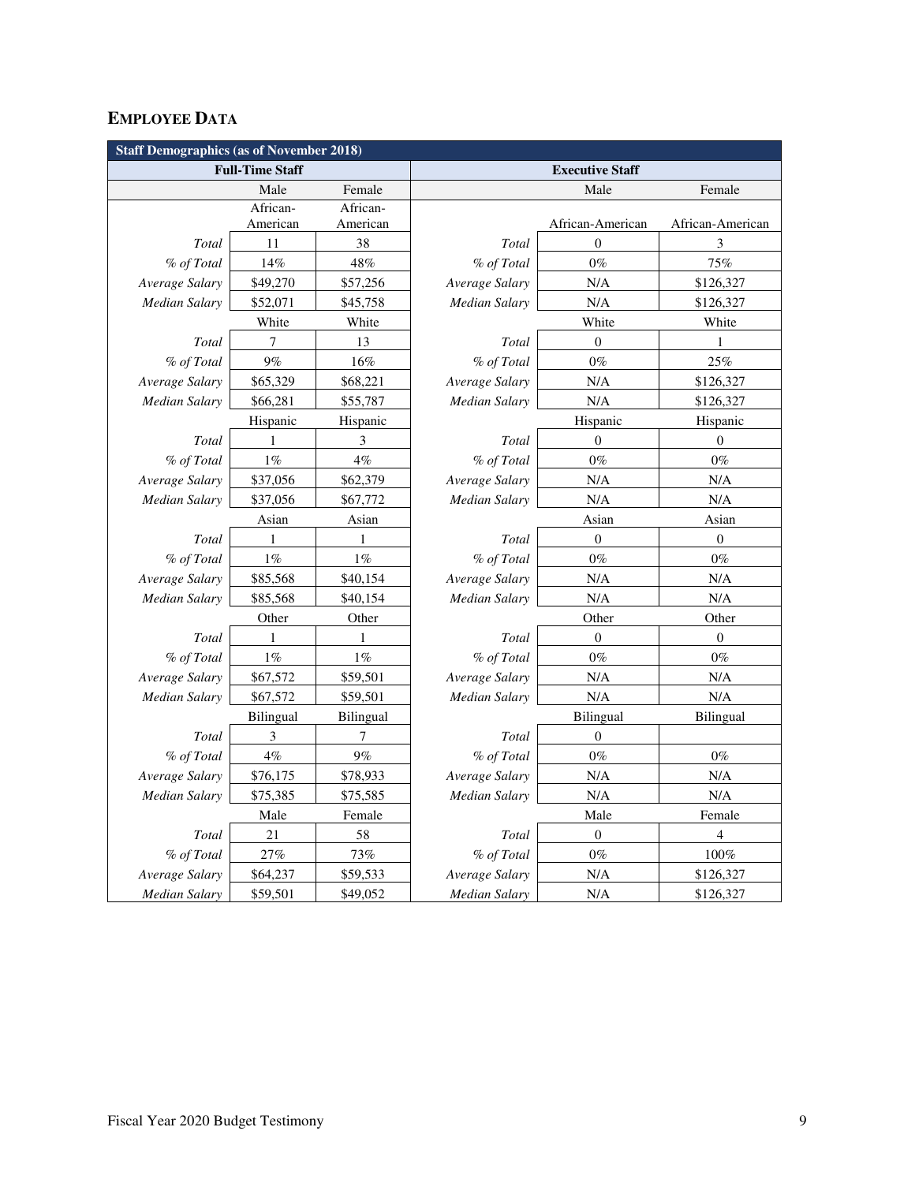## EMPLOYEE DATA

| Staff Demographics (as of November 2018) | | | | | |
|---|---|---|---|---|---|
| **Full-Time Staff** | | | **Executive Staff** | | |
| | Male | Female | | Male | Female |
| | African-American | African-American | | African-American | African-American |
| *Total* | 11 | 38 | *Total* | 0 | 3 |
| *% of Total* | 14% | 48% | *% of Total* | 0% | 75% |
| *Average Salary* | $49,270 | $57,256 | *Average Salary* | N/A | $126,327 |
| *Median Salary* | $52,071 | $45,758 | *Median Salary* | N/A | $126,327 |
| | White | White | | White | White |
| *Total* | 7 | 13 | *Total* | 0 | 1 |
| *% of Total* | 9% | 16% | *% of Total* | 0% | 25% |
| *Average Salary* | $65,329 | $68,221 | *Average Salary* | N/A | $126,327 |
| *Median Salary* | $66,281 | $55,787 | *Median Salary* | N/A | $126,327 |
| | Hispanic | Hispanic | | Hispanic | Hispanic |
| *Total* | 1 | 3 | *Total* | 0 | 0 |
| *% of Total* | 1% | 4% | *% of Total* | 0% | 0% |
| *Average Salary* | $37,056 | $62,379 | *Average Salary* | N/A | N/A |
| *Median Salary* | $37,056 | $67,772 | *Median Salary* | N/A | N/A |
| | Asian | Asian | | Asian | Asian |
| *Total* | 1 | 1 | *Total* | 0 | 0 |
| *% of Total* | 1% | 1% | *% of Total* | 0% | 0% |
| *Average Salary* | $85,568 | $40,154 | *Average Salary* | N/A | N/A |
| *Median Salary* | $85,568 | $40,154 | *Median Salary* | N/A | N/A |
| | Other | Other | | Other | Other |
| *Total* | 1 | 1 | *Total* | 0 | 0 |
| *% of Total* | 1% | 1% | *% of Total* | 0% | 0% |
| *Average Salary* | $67,572 | $59,501 | *Average Salary* | N/A | N/A |
| *Median Salary* | $67,572 | $59,501 | *Median Salary* | N/A | N/A |
| | Bilingual | Bilingual | | Bilingual | Bilingual |
| *Total* | 3 | 7 | *Total* | 0 | |
| *% of Total* | 4% | 9% | *% of Total* | 0% | 0% |
| *Average Salary* | $76,175 | $78,933 | *Average Salary* | N/A | N/A |
| *Median Salary* | $75,385 | $75,585 | *Median Salary* | N/A | N/A |
| | Male | Female | | Male | Female |
| *Total* | 21 | 58 | *Total* | 0 | 4 |
| *% of Total* | 27% | 73% | *% of Total* | 0% | 100% |
| *Average Salary* | $64,237 | $59,533 | *Average Salary* | N/A | $126,327 |
| *Median Salary* | $59,501 | $49,052 | *Median Salary* | N/A | $126,327 |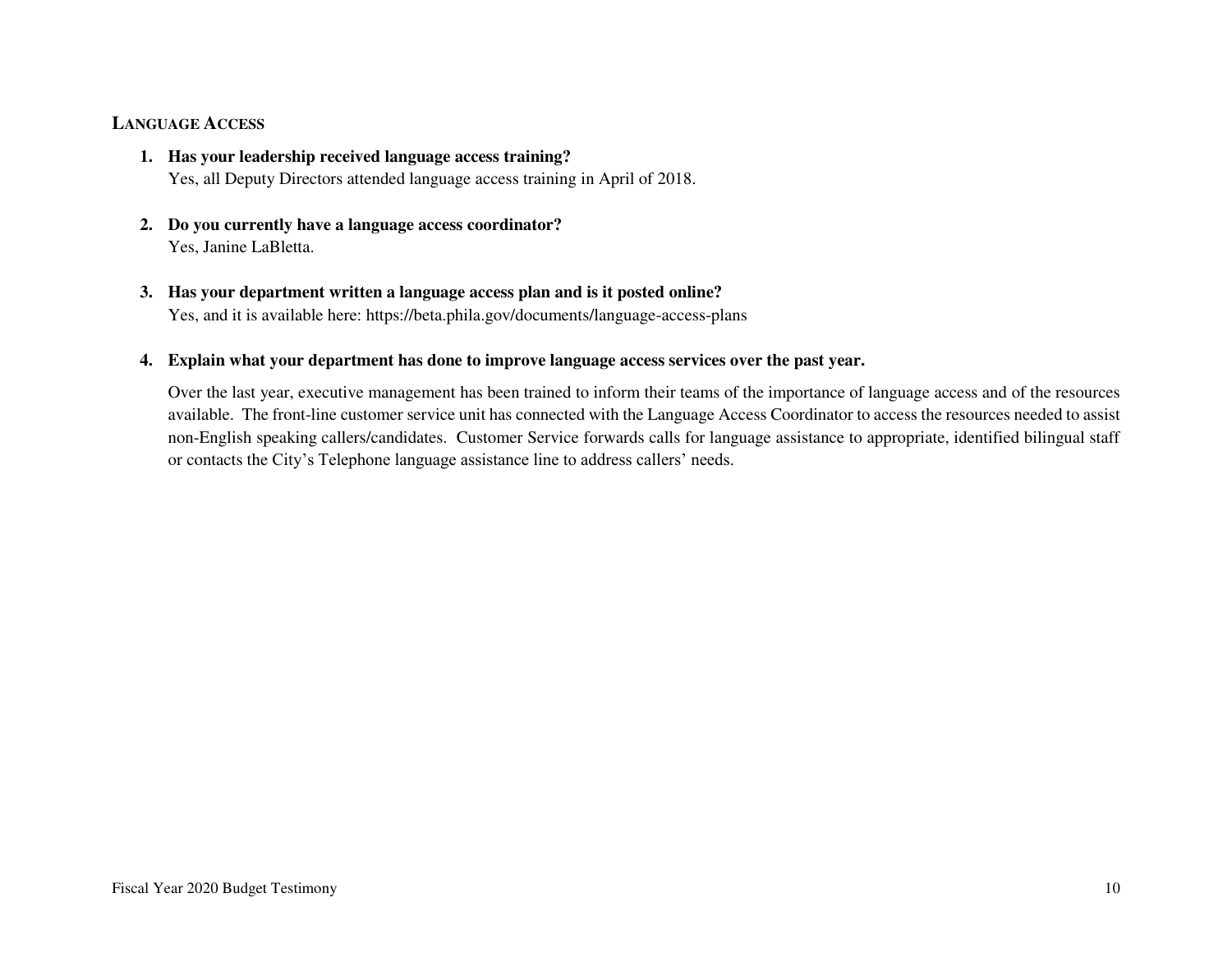### Language Access

1. **Has your leadership received language access training?**
   Yes, all Deputy Directors attended language access training in April of 2018.

2. **Do you currently have a language access coordinator?**
   Yes, Janine LaBletta.

3. **Has your department written a language access plan and is it posted online?**
   Yes, and it is available here: https://beta.phila.gov/documents/language-access-plans

4. **Explain what your department has done to improve language access services over the past year.**

   Over the last year, executive management has been trained to inform their teams of the importance of language access and of the resources available. The front-line customer service unit has connected with the Language Access Coordinator to access the resources needed to assist non-English speaking callers/candidates. Customer Service forwards calls for language assistance to appropriate, identified bilingual staff or contacts the City's Telephone language assistance line to address callers' needs.